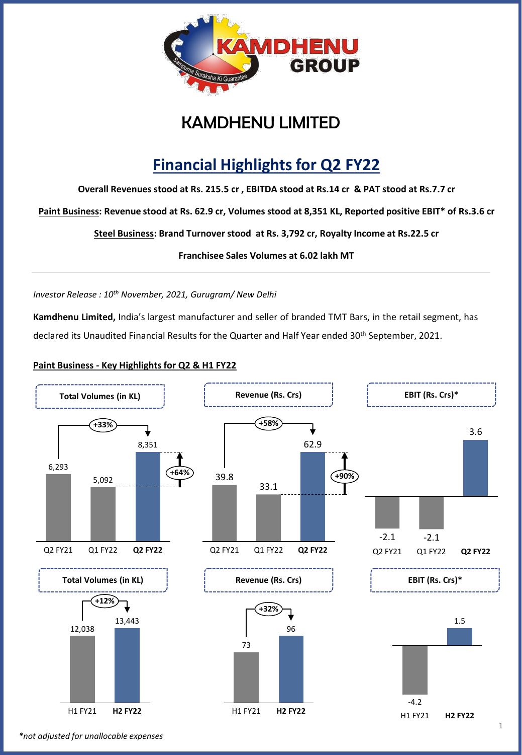# KAMDHENU LIMITED

## Financial Highlights for Q2 FY22

**Overall Revenues stood at Rs. 215.5 cr , EBITDA stood at Rs.14 cr & PAT stood at Rs.7.7 cr**

**Paint Business: Revenue stood at Rs. 62.9 cr, Volumes stood at 8,351 KL, Reported positive EBIT* of Rs.3.6 cr**

**Steel Business: Brand Turnover stood at Rs. 3,792 cr, Royalty Income at Rs.22.5 cr**

**Franchisee Sales Volumes at 6.02 lakh MT**

---

*Investor Release : 10th November, 2021, Gurugram/ New Delhi*

**Kamdhenu Limited,** India's largest manufacturer and seller of branded TMT Bars, in the retail segment, has declared its Unaudited Financial Results for the Quarter and Half Year ended 30th September, 2021.

**Paint Business - Key Highlights for Q2 & H1 FY22**

| | Q2 FY21 | Q1 FY22 | Q2 FY22 |
|---|---|---|---|
| Total Volumes (in KL) | 6,293 | 5,092 | 8,351 |
| Revenue (Rs. Crs) | 39.8 | 33.1 | 62.9 |
| EBIT (Rs. Crs)* | -2.1 | -2.1 | 3.6 |

Total Volumes: +33% (Q2 FY21 to Q2 FY22), +64% (Q1 FY22 to Q2 FY22)

Revenue: +58% (Q2 FY21 to Q2 FY22), +90% (Q1 FY22 to Q2 FY22)

| | H1 FY21 | H2 FY22 |
|---|---|---|
| Total Volumes (in KL) | 12,038 | 13,443 |
| Revenue (Rs. Crs) | 73 | 96 |
| EBIT (Rs. Crs)* | -4.2 | 1.5 |

Total Volumes: +12%; Revenue: +32%

*\*not adjusted for unallocable expenses*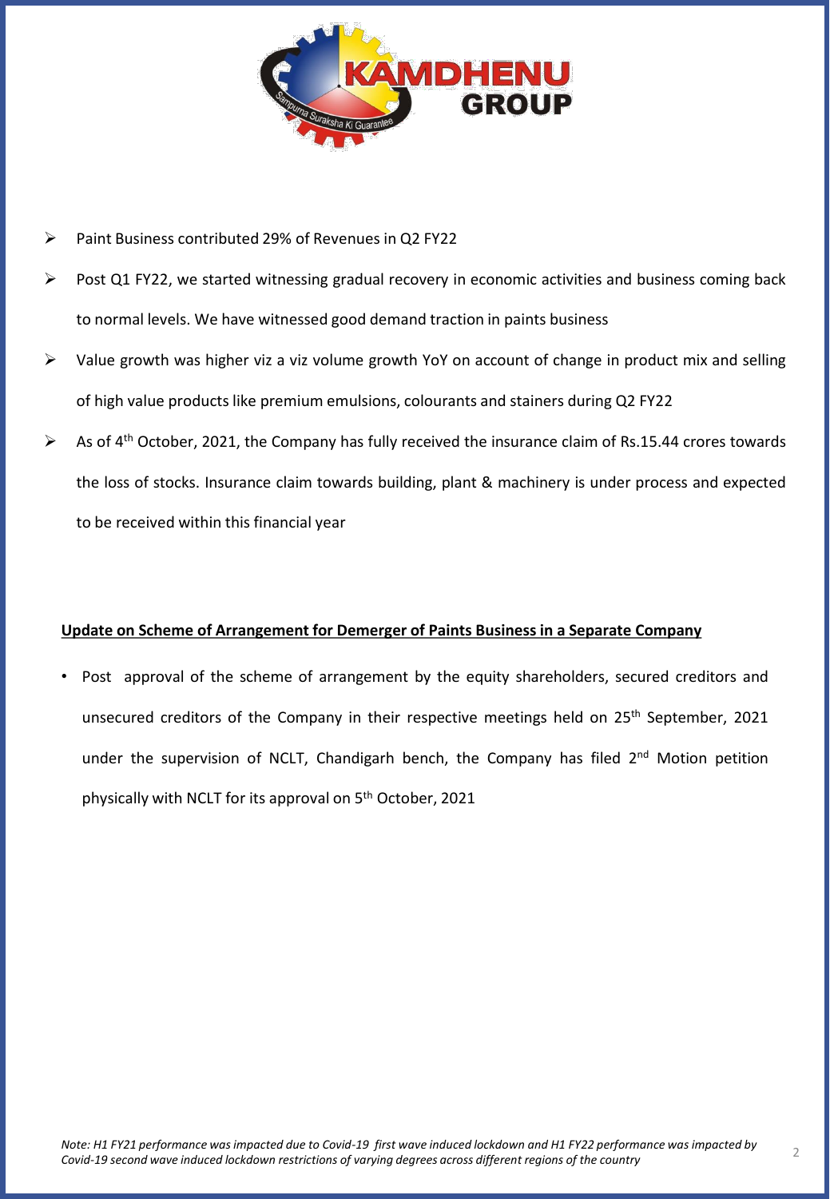- Paint Business contributed 29% of Revenues in Q2 FY22
- Post Q1 FY22, we started witnessing gradual recovery in economic activities and business coming back to normal levels. We have witnessed good demand traction in paints business
- Value growth was higher viz a viz volume growth YoY on account of change in product mix and selling of high value products like premium emulsions, colourants and stainers during Q2 FY22
- As of 4th October, 2021, the Company has fully received the insurance claim of Rs.15.44 crores towards the loss of stocks. Insurance claim towards building, plant & machinery is under process and expected to be received within this financial year

**Update on Scheme of Arrangement for Demerger of Paints Business in a Separate Company**

- Post approval of the scheme of arrangement by the equity shareholders, secured creditors and unsecured creditors of the Company in their respective meetings held on 25th September, 2021 under the supervision of NCLT, Chandigarh bench, the Company has filed 2nd Motion petition physically with NCLT for its approval on 5th October, 2021

*Note: H1 FY21 performance was impacted due to Covid-19 first wave induced lockdown and H1 FY22 performance was impacted by Covid-19 second wave induced lockdown restrictions of varying degrees across different regions of the country*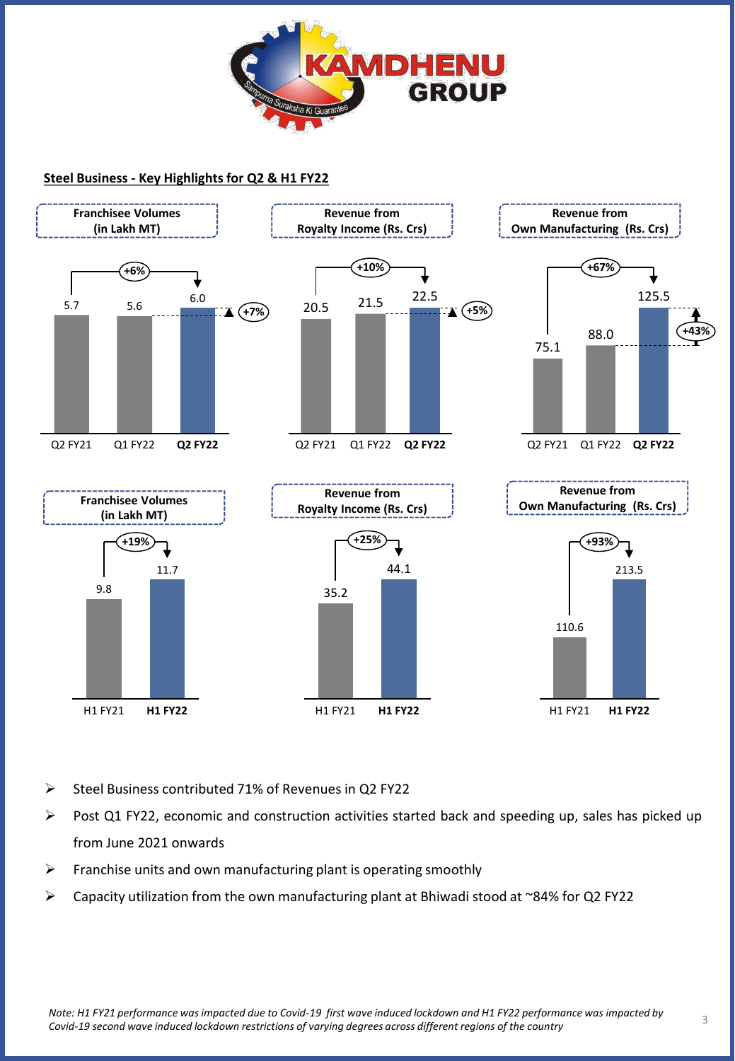## Steel Business - Key Highlights for Q2 & H1 FY22

**Franchisee Volumes (in Lakh MT)**

| Q2 FY21 | Q1 FY22 | **Q2 FY22** |
|---|---|---|
| 5.7 | 5.6 | 6.0 |

+6% (YoY), +7% (QoQ)

**Revenue from Royalty Income (Rs. Crs)**

| Q2 FY21 | Q1 FY22 | **Q2 FY22** |
|---|---|---|
| 20.5 | 21.5 | 22.5 |

+10% (YoY), +5% (QoQ)

**Revenue from Own Manufacturing (Rs. Crs)**

| Q2 FY21 | Q1 FY22 | **Q2 FY22** |
|---|---|---|
| 75.1 | 88.0 | 125.5 |

+67% (YoY), +43% (QoQ)

**Franchisee Volumes (in Lakh MT)**

| H1 FY21 | **H1 FY22** |
|---|---|
| 9.8 | 11.7 |

+19%

**Revenue from Royalty Income (Rs. Crs)**

| H1 FY21 | **H1 FY22** |
|---|---|
| 35.2 | 44.1 |

+25%

**Revenue from Own Manufacturing (Rs. Crs)**

| H1 FY21 | **H1 FY22** |
|---|---|
| 110.6 | 213.5 |

+93%

- Steel Business contributed 71% of Revenues in Q2 FY22
- Post Q1 FY22, economic and construction activities started back and speeding up, sales has picked up from June 2021 onwards
- Franchise units and own manufacturing plant is operating smoothly
- Capacity utilization from the own manufacturing plant at Bhiwadi stood at ~84% for Q2 FY22

*Note: H1 FY21 performance was impacted due to Covid-19 first wave induced lockdown and H1 FY22 performance was impacted by Covid-19 second wave induced lockdown restrictions of varying degrees across different regions of the country*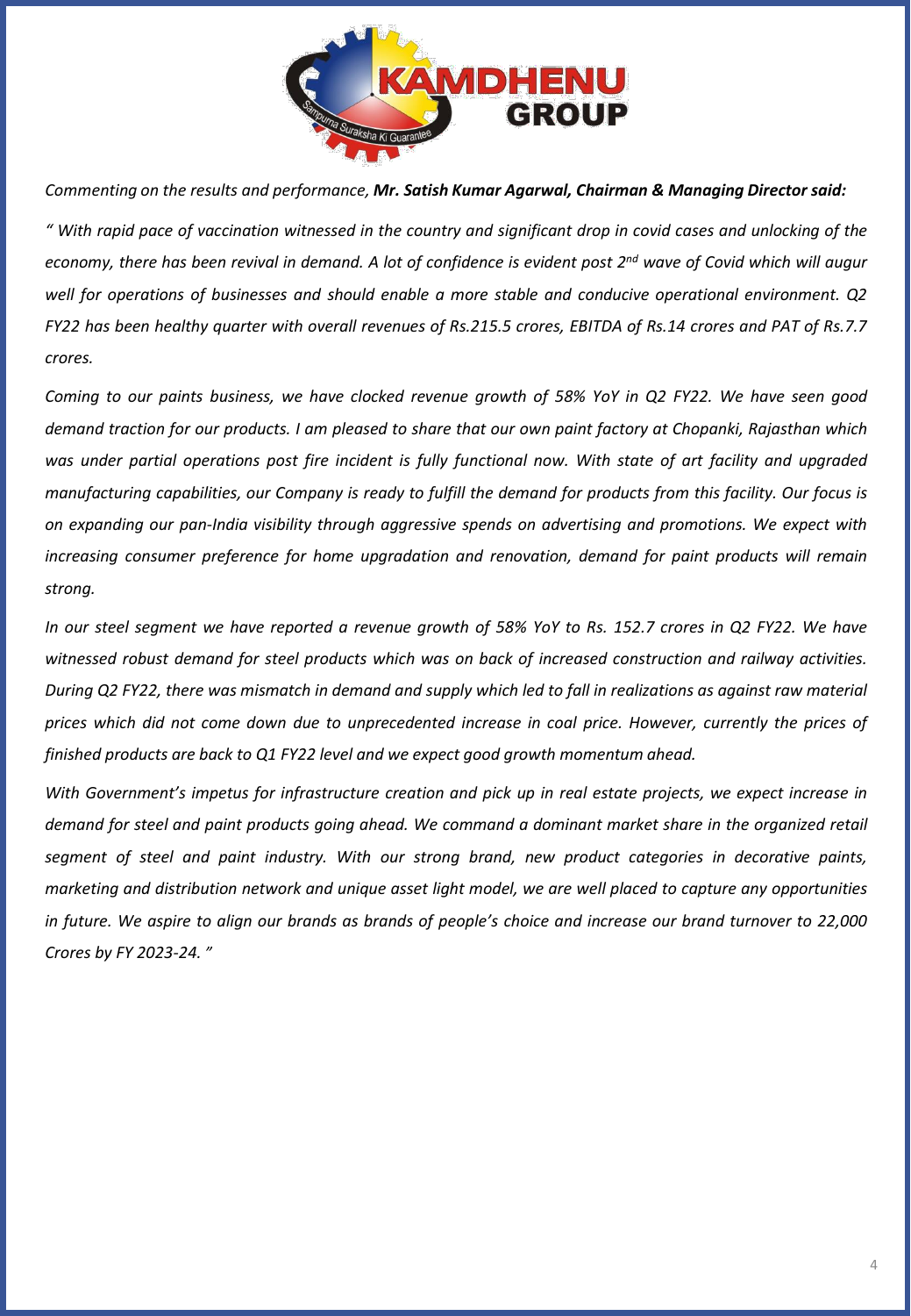*Commenting on the results and performance,* ***Mr. Satish Kumar Agarwal, Chairman & Managing Director said:***

*" With rapid pace of vaccination witnessed in the country and significant drop in covid cases and unlocking of the economy, there has been revival in demand. A lot of confidence is evident post 2nd wave of Covid which will augur well for operations of businesses and should enable a more stable and conducive operational environment. Q2 FY22 has been healthy quarter with overall revenues of Rs.215.5 crores, EBITDA of Rs.14 crores and PAT of Rs.7.7 crores.*

*Coming to our paints business, we have clocked revenue growth of 58% YoY in Q2 FY22. We have seen good demand traction for our products. I am pleased to share that our own paint factory at Chopanki, Rajasthan which was under partial operations post fire incident is fully functional now. With state of art facility and upgraded manufacturing capabilities, our Company is ready to fulfill the demand for products from this facility. Our focus is on expanding our pan-India visibility through aggressive spends on advertising and promotions. We expect with increasing consumer preference for home upgradation and renovation, demand for paint products will remain strong.*

*In our steel segment we have reported a revenue growth of 58% YoY to Rs. 152.7 crores in Q2 FY22. We have witnessed robust demand for steel products which was on back of increased construction and railway activities. During Q2 FY22, there was mismatch in demand and supply which led to fall in realizations as against raw material prices which did not come down due to unprecedented increase in coal price. However, currently the prices of finished products are back to Q1 FY22 level and we expect good growth momentum ahead.*

*With Government's impetus for infrastructure creation and pick up in real estate projects, we expect increase in demand for steel and paint products going ahead. We command a dominant market share in the organized retail segment of steel and paint industry. With our strong brand, new product categories in decorative paints, marketing and distribution network and unique asset light model, we are well placed to capture any opportunities in future. We aspire to align our brands as brands of people's choice and increase our brand turnover to 22,000 Crores by FY 2023-24. "*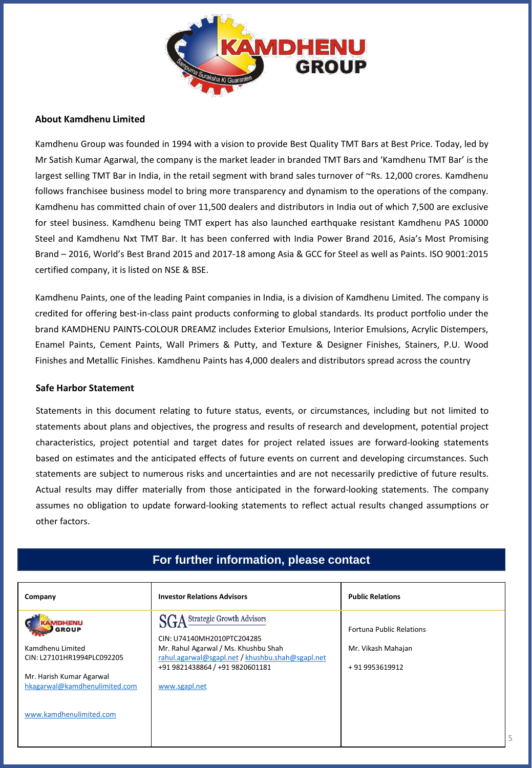## About Kamdhenu Limited

Kamdhenu Group was founded in 1994 with a vision to provide Best Quality TMT Bars at Best Price. Today, led by Mr Satish Kumar Agarwal, the company is the market leader in branded TMT Bars and 'Kamdhenu TMT Bar' is the largest selling TMT Bar in India, in the retail segment with brand sales turnover of ~Rs. 12,000 crores. Kamdhenu follows franchisee business model to bring more transparency and dynamism to the operations of the company. Kamdhenu has committed chain of over 11,500 dealers and distributors in India out of which 7,500 are exclusive for steel business. Kamdhenu being TMT expert has also launched earthquake resistant Kamdhenu PAS 10000 Steel and Kamdhenu Nxt TMT Bar. It has been conferred with India Power Brand 2016, Asia's Most Promising Brand – 2016, World's Best Brand 2015 and 2017-18 among Asia & GCC for Steel as well as Paints. ISO 9001:2015 certified company, it is listed on NSE & BSE.

Kamdhenu Paints, one of the leading Paint companies in India, is a division of Kamdhenu Limited. The company is credited for offering best-in-class paint products conforming to global standards. Its product portfolio under the brand KAMDHENU PAINTS-COLOUR DREAMZ includes Exterior Emulsions, Interior Emulsions, Acrylic Distempers, Enamel Paints, Cement Paints, Wall Primers & Putty, and Texture & Designer Finishes, Stainers, P.U. Wood Finishes and Metallic Finishes. Kamdhenu Paints has 4,000 dealers and distributors spread across the country

## Safe Harbor Statement

Statements in this document relating to future status, events, or circumstances, including but not limited to statements about plans and objectives, the progress and results of research and development, potential project characteristics, project potential and target dates for project related issues are forward-looking statements based on estimates and the anticipated effects of future events on current and developing circumstances. Such statements are subject to numerous risks and uncertainties and are not necessarily predictive of future results. Actual results may differ materially from those anticipated in the forward-looking statements. The company assumes no obligation to update forward-looking statements to reflect actual results changed assumptions or other factors.

## For further information, please contact

| Company | Investor Relations Advisors | Public Relations |
|---|---|---|
| Kamdhenu Limited<br>CIN: L27101HR1994PLC092205<br><br>Mr. Harish Kumar Agarwal<br>hkagarwal@kamdhenulimited.com<br><br>www.kamdhenulimited.com | SGA Strategic Growth Advisors<br>CIN: U74140MH2010PTC204285<br>Mr. Rahul Agarwal / Ms. Khushbu Shah<br>rahul.agarwal@sgapl.net / khushbu.shah@sgapl.net<br>+91 9821438864 / +91 9820601181<br><br>www.sgapl.net | Fortuna Public Relations<br><br>Mr. Vikash Mahajan<br><br>+ 91 9953619912 |